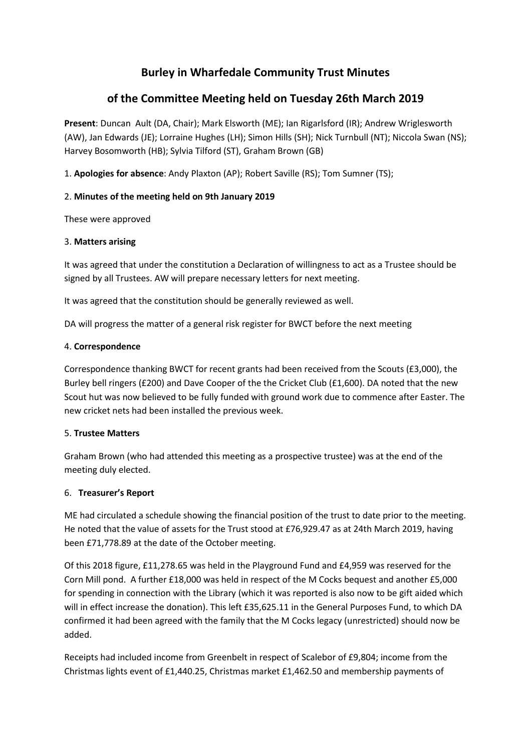# Burley in Wharfedale Community Trust Minutes

## of the Committee Meeting held on Tuesday 26th March 2019

**Present**: Duncan Ault (DA, Chair); Mark Elsworth (ME); Ian Rigarlsford (IR); Andrew Wriglesworth (AW), Jan Edwards (JE); Lorraine Hughes (LH); Simon Hills (SH); Nick Turnbull (NT); Niccola Swan (NS); Harvey Bosomworth (HB); Sylvia Tilford (ST), Graham Brown (GB)

1. **Apologies for absence**: Andy Plaxton (AP); Robert Saville (RS); Tom Sumner (TS);

2. **Minutes of the meeting held on 9th January 2019**

These were approved

3. **Matters arising**

It was agreed that under the constitution a Declaration of willingness to act as a Trustee should be signed by all Trustees. AW will prepare necessary letters for next meeting.

It was agreed that the constitution should be generally reviewed as well.

DA will progress the matter of a general risk register for BWCT before the next meeting

4. **Correspondence**

Correspondence thanking BWCT for recent grants had been received from the Scouts (£3,000), the Burley bell ringers (£200) and Dave Cooper of the the Cricket Club (£1,600). DA noted that the new Scout hut was now believed to be fully funded with ground work due to commence after Easter. The new cricket nets had been installed the previous week.

5. **Trustee Matters**

Graham Brown (who had attended this meeting as a prospective trustee) was at the end of the meeting duly elected.

6. **Treasurer's Report**

ME had circulated a schedule showing the financial position of the trust to date prior to the meeting. He noted that the value of assets for the Trust stood at £76,929.47 as at 24th March 2019, having been £71,778.89 at the date of the October meeting.

Of this 2018 figure, £11,278.65 was held in the Playground Fund and £4,959 was reserved for the Corn Mill pond. A further £18,000 was held in respect of the M Cocks bequest and another £5,000 for spending in connection with the Library (which it was reported is also now to be gift aided which will in effect increase the donation). This left £35,625.11 in the General Purposes Fund, to which DA confirmed it had been agreed with the family that the M Cocks legacy (unrestricted) should now be added.

Receipts had included income from Greenbelt in respect of Scalebor of £9,804; income from the Christmas lights event of £1,440.25, Christmas market £1,462.50 and membership payments of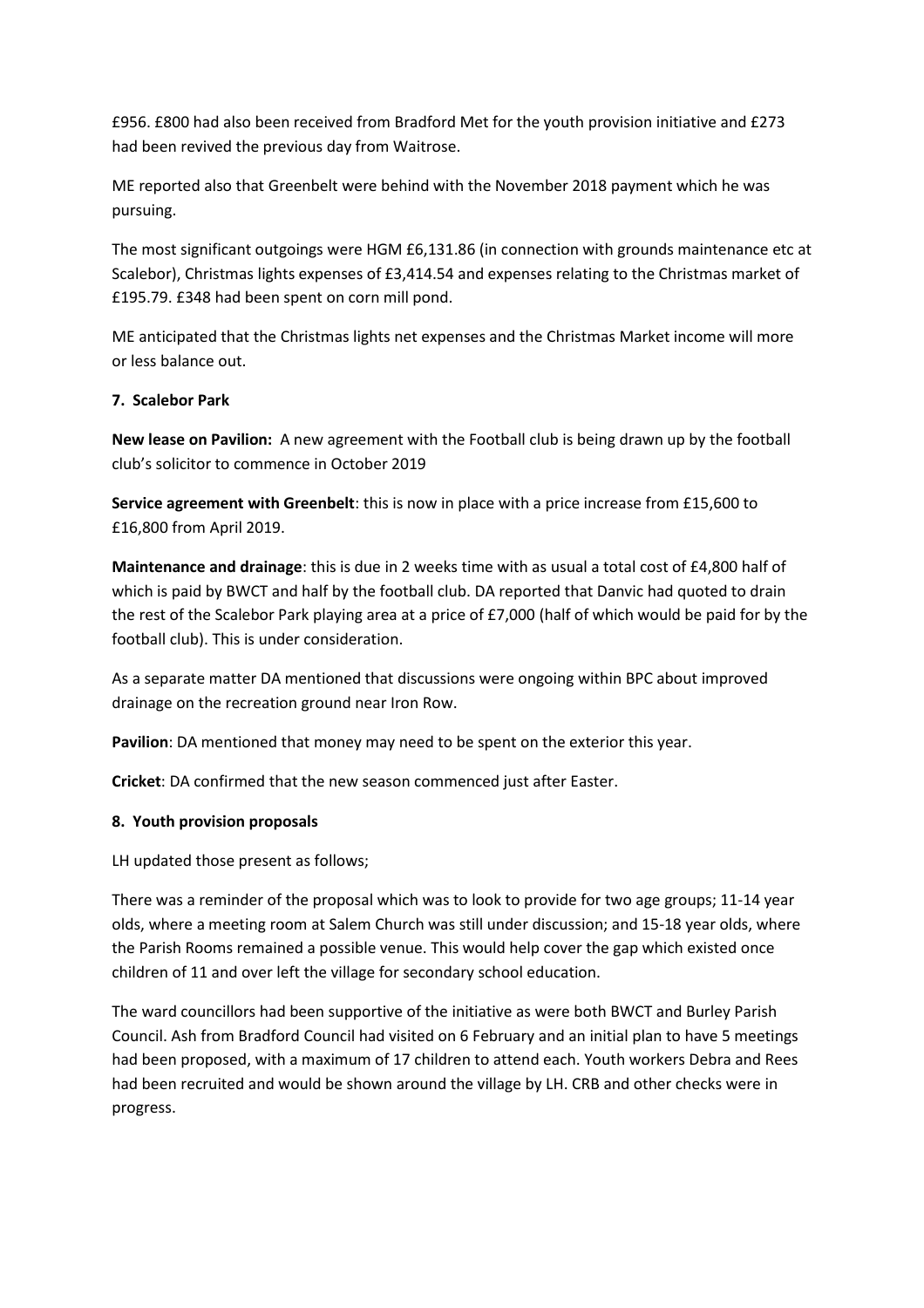£956. £800 had also been received from Bradford Met for the youth provision initiative and £273 had been revived the previous day from Waitrose.

ME reported also that Greenbelt were behind with the November 2018 payment which he was pursuing.

The most significant outgoings were HGM £6,131.86 (in connection with grounds maintenance etc at Scalebor), Christmas lights expenses of £3,414.54 and expenses relating to the Christmas market of £195.79. £348 had been spent on corn mill pond.

ME anticipated that the Christmas lights net expenses and the Christmas Market income will more or less balance out.

**7. Scalebor Park**

**New lease on Pavilion:** A new agreement with the Football club is being drawn up by the football club's solicitor to commence in October 2019

**Service agreement with Greenbelt**: this is now in place with a price increase from £15,600 to £16,800 from April 2019.

**Maintenance and drainage**: this is due in 2 weeks time with as usual a total cost of £4,800 half of which is paid by BWCT and half by the football club. DA reported that Danvic had quoted to drain the rest of the Scalebor Park playing area at a price of £7,000 (half of which would be paid for by the football club). This is under consideration.

As a separate matter DA mentioned that discussions were ongoing within BPC about improved drainage on the recreation ground near Iron Row.

**Pavilion**: DA mentioned that money may need to be spent on the exterior this year.

**Cricket**: DA confirmed that the new season commenced just after Easter.

**8. Youth provision proposals**

LH updated those present as follows;

There was a reminder of the proposal which was to look to provide for two age groups; 11-14 year olds, where a meeting room at Salem Church was still under discussion; and 15-18 year olds, where the Parish Rooms remained a possible venue. This would help cover the gap which existed once children of 11 and over left the village for secondary school education.

The ward councillors had been supportive of the initiative as were both BWCT and Burley Parish Council. Ash from Bradford Council had visited on 6 February and an initial plan to have 5 meetings had been proposed, with a maximum of 17 children to attend each. Youth workers Debra and Rees had been recruited and would be shown around the village by LH. CRB and other checks were in progress.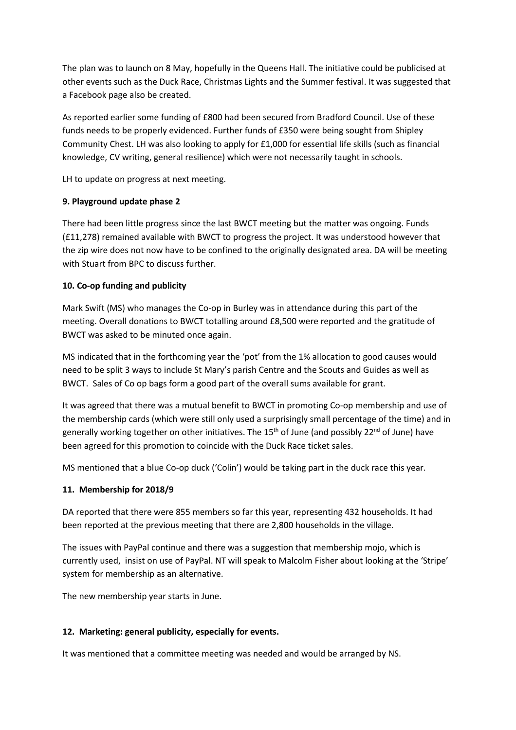The plan was to launch on 8 May, hopefully in the Queens Hall. The initiative could be publicised at other events such as the Duck Race, Christmas Lights and the Summer festival. It was suggested that a Facebook page also be created.

As reported earlier some funding of £800 had been secured from Bradford Council. Use of these funds needs to be properly evidenced. Further funds of £350 were being sought from Shipley Community Chest. LH was also looking to apply for £1,000 for essential life skills (such as financial knowledge, CV writing, general resilience) which were not necessarily taught in schools.

LH to update on progress at next meeting.

**9. Playground update phase 2**

There had been little progress since the last BWCT meeting but the matter was ongoing. Funds (£11,278) remained available with BWCT to progress the project. It was understood however that the zip wire does not now have to be confined to the originally designated area. DA will be meeting with Stuart from BPC to discuss further.

**10. Co-op funding and publicity**

Mark Swift (MS) who manages the Co-op in Burley was in attendance during this part of the meeting. Overall donations to BWCT totalling around £8,500 were reported and the gratitude of BWCT was asked to be minuted once again.

MS indicated that in the forthcoming year the 'pot' from the 1% allocation to good causes would need to be split 3 ways to include St Mary's parish Centre and the Scouts and Guides as well as BWCT. Sales of Co op bags form a good part of the overall sums available for grant.

It was agreed that there was a mutual benefit to BWCT in promoting Co-op membership and use of the membership cards (which were still only used a surprisingly small percentage of the time) and in generally working together on other initiatives. The 15th of June (and possibly 22nd of June) have been agreed for this promotion to coincide with the Duck Race ticket sales.

MS mentioned that a blue Co-op duck ('Colin') would be taking part in the duck race this year.

**11. Membership for 2018/9**

DA reported that there were 855 members so far this year, representing 432 households. It had been reported at the previous meeting that there are 2,800 households in the village.

The issues with PayPal continue and there was a suggestion that membership mojo, which is currently used, insist on use of PayPal. NT will speak to Malcolm Fisher about looking at the 'Stripe' system for membership as an alternative.

The new membership year starts in June.

**12. Marketing: general publicity, especially for events.**

It was mentioned that a committee meeting was needed and would be arranged by NS.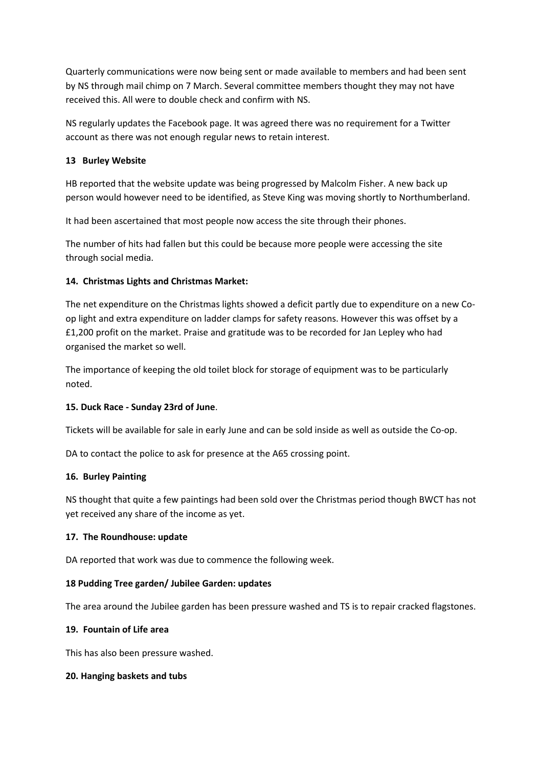Quarterly communications were now being sent or made available to members and had been sent by NS through mail chimp on 7 March. Several committee members thought they may not have received this. All were to double check and confirm with NS.

NS regularly updates the Facebook page. It was agreed there was no requirement for a Twitter account as there was not enough regular news to retain interest.

**13 Burley Website**

HB reported that the website update was being progressed by Malcolm Fisher. A new back up person would however need to be identified, as Steve King was moving shortly to Northumberland.

It had been ascertained that most people now access the site through their phones.

The number of hits had fallen but this could be because more people were accessing the site through social media.

**14. Christmas Lights and Christmas Market:**

The net expenditure on the Christmas lights showed a deficit partly due to expenditure on a new Co-op light and extra expenditure on ladder clamps for safety reasons. However this was offset by a £1,200 profit on the market. Praise and gratitude was to be recorded for Jan Lepley who had organised the market so well.

The importance of keeping the old toilet block for storage of equipment was to be particularly noted.

**15. Duck Race - Sunday 23rd of June**.

Tickets will be available for sale in early June and can be sold inside as well as outside the Co-op.

DA to contact the police to ask for presence at the A65 crossing point.

**16. Burley Painting**

NS thought that quite a few paintings had been sold over the Christmas period though BWCT has not yet received any share of the income as yet.

**17. The Roundhouse: update**

DA reported that work was due to commence the following week.

**18 Pudding Tree garden/ Jubilee Garden: updates**

The area around the Jubilee garden has been pressure washed and TS is to repair cracked flagstones.

**19. Fountain of Life area**

This has also been pressure washed.

**20. Hanging baskets and tubs**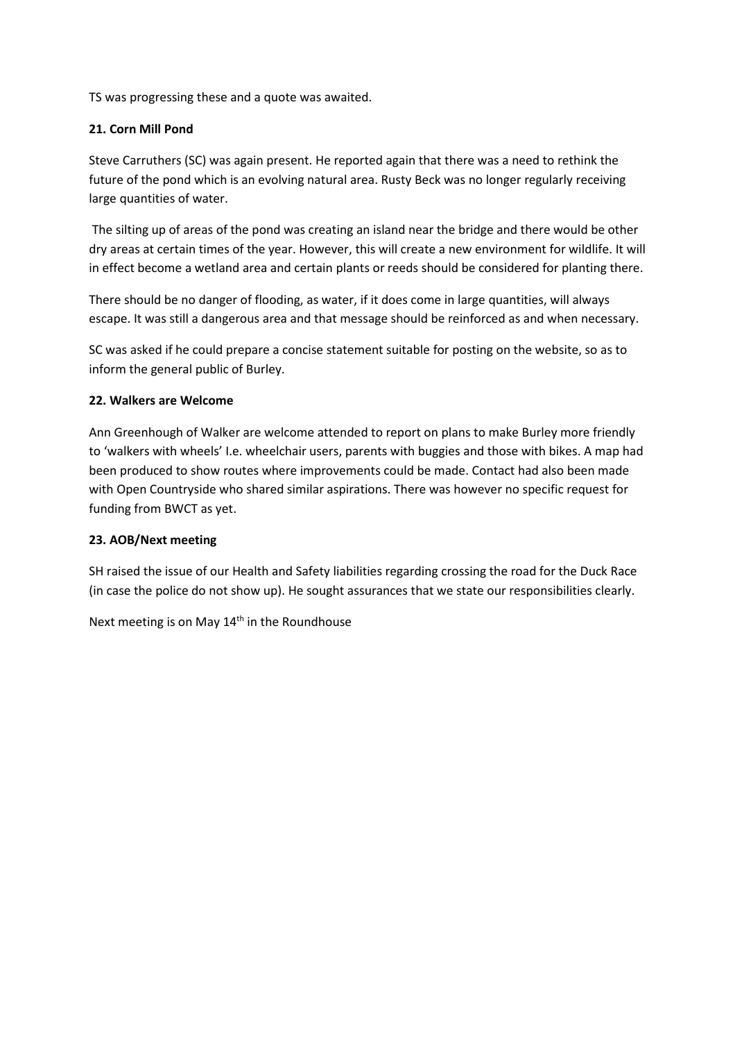TS was progressing these and a quote was awaited.

### 21. Corn Mill Pond

Steve Carruthers (SC) was again present. He reported again that there was a need to rethink the future of the pond which is an evolving natural area. Rusty Beck was no longer regularly receiving large quantities of water.

The silting up of areas of the pond was creating an island near the bridge and there would be other dry areas at certain times of the year. However, this will create a new environment for wildlife. It will in effect become a wetland area and certain plants or reeds should be considered for planting there.

There should be no danger of flooding, as water, if it does come in large quantities, will always escape. It was still a dangerous area and that message should be reinforced as and when necessary.

SC was asked if he could prepare a concise statement suitable for posting on the website, so as to inform the general public of Burley.

### 22. Walkers are Welcome

Ann Greenhough of Walker are welcome attended to report on plans to make Burley more friendly to 'walkers with wheels' I.e. wheelchair users, parents with buggies and those with bikes. A map had been produced to show routes where improvements could be made. Contact had also been made with Open Countryside who shared similar aspirations. There was however no specific request for funding from BWCT as yet.

### 23. AOB/Next meeting

SH raised the issue of our Health and Safety liabilities regarding crossing the road for the Duck Race (in case the police do not show up). He sought assurances that we state our responsibilities clearly.

Next meeting is on May 14th in the Roundhouse